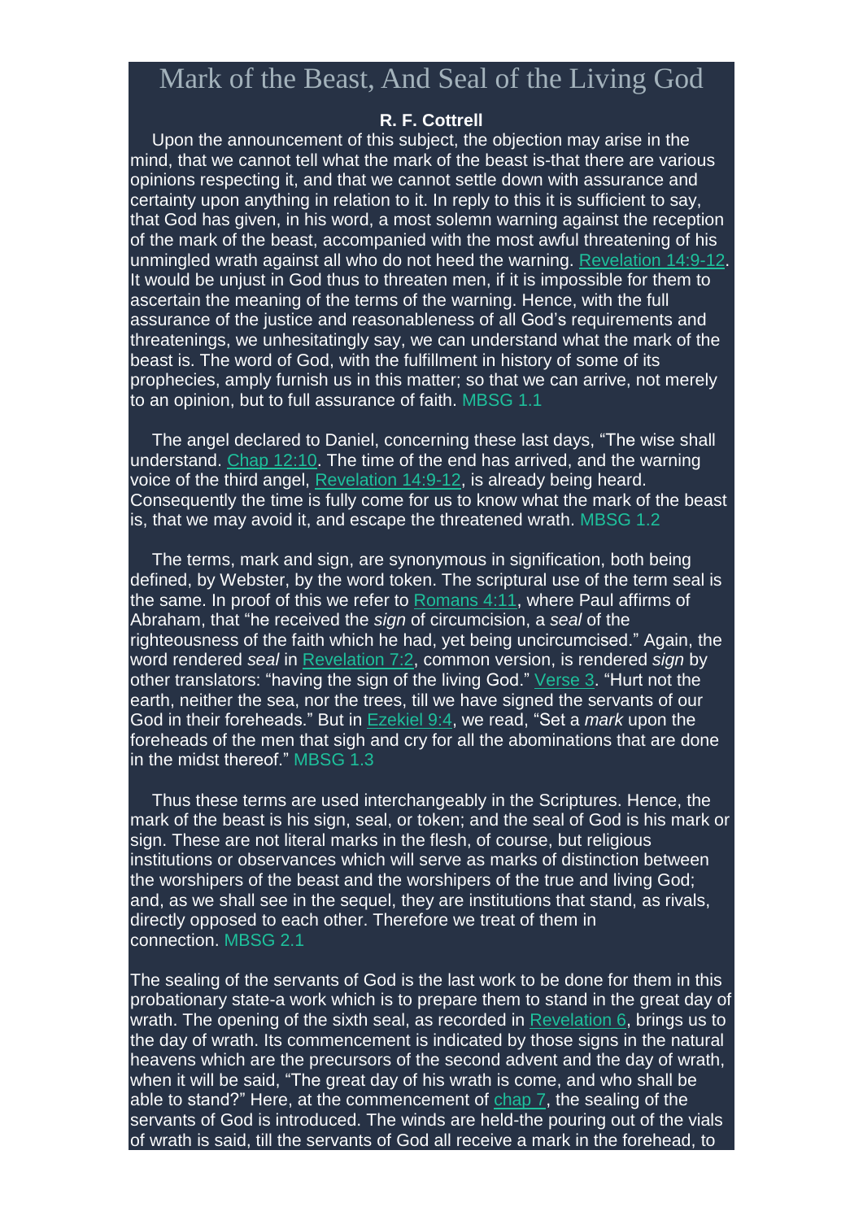# Mark of the Beast, And Seal of the Living God

**R. F. Cottrell**

Upon the announcement of this subject, the objection may arise in the mind, that we cannot tell what the mark of the beast is-that there are various opinions respecting it, and that we cannot settle down with assurance and certainty upon anything in relation to it. In reply to this it is sufficient to say, that God has given, in his word, a most solemn warning against the reception of the mark of the beast, accompanied with the most awful threatening of his unmingled wrath against all who do not heed the warning. Revelation 14:9-12. It would be unjust in God thus to threaten men, if it is impossible for them to ascertain the meaning of the terms of the warning. Hence, with the full assurance of the justice and reasonableness of all God's requirements and threatenings, we unhesitatingly say, we can understand what the mark of the beast is. The word of God, with the fulfillment in history of some of its prophecies, amply furnish us in this matter; so that we can arrive, not merely to an opinion, but to full assurance of faith. MBSG 1.1

The angel declared to Daniel, concerning these last days, "The wise shall understand. Chap 12:10. The time of the end has arrived, and the warning voice of the third angel, Revelation 14:9-12, is already being heard. Consequently the time is fully come for us to know what the mark of the beast is, that we may avoid it, and escape the threatened wrath. MBSG 1.2

The terms, mark and sign, are synonymous in signification, both being defined, by Webster, by the word token. The scriptural use of the term seal is the same. In proof of this we refer to Romans 4:11, where Paul affirms of Abraham, that "he received the *sign* of circumcision, a *seal* of the righteousness of the faith which he had, yet being uncircumcised." Again, the word rendered *seal* in Revelation 7:2, common version, is rendered *sign* by other translators: "having the sign of the living God." Verse 3. "Hurt not the earth, neither the sea, nor the trees, till we have signed the servants of our God in their foreheads." But in Ezekiel 9:4, we read, "Set a *mark* upon the foreheads of the men that sigh and cry for all the abominations that are done in the midst thereof." MBSG 1.3

Thus these terms are used interchangeably in the Scriptures. Hence, the mark of the beast is his sign, seal, or token; and the seal of God is his mark or sign. These are not literal marks in the flesh, of course, but religious institutions or observances which will serve as marks of distinction between the worshipers of the beast and the worshipers of the true and living God; and, as we shall see in the sequel, they are institutions that stand, as rivals, directly opposed to each other. Therefore we treat of them in connection. MBSG 2.1

The sealing of the servants of God is the last work to be done for them in this probationary state-a work which is to prepare them to stand in the great day of wrath. The opening of the sixth seal, as recorded in Revelation 6, brings us to the day of wrath. Its commencement is indicated by those signs in the natural heavens which are the precursors of the second advent and the day of wrath, when it will be said, "The great day of his wrath is come, and who shall be able to stand?" Here, at the commencement of chap 7, the sealing of the servants of God is introduced. The winds are held-the pouring out of the vials of wrath is said, till the servants of God all receive a mark in the forehead, to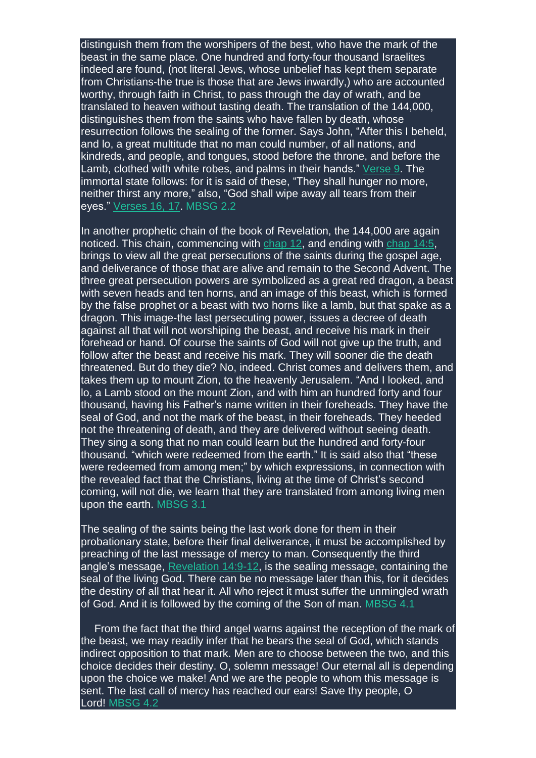distinguish them from the worshipers of the best, who have the mark of the beast in the same place. One hundred and forty-four thousand Israelites indeed are found, (not literal Jews, whose unbelief has kept them separate from Christians-the true is those that are Jews inwardly,) who are accounted worthy, through faith in Christ, to pass through the day of wrath, and be translated to heaven without tasting death. The translation of the 144,000, distinguishes them from the saints who have fallen by death, whose resurrection follows the sealing of the former. Says John, "After this I beheld, and lo, a great multitude that no man could number, of all nations, and kindreds, and people, and tongues, stood before the throne, and before the Lamb, clothed with white robes, and palms in their hands." Verse 9. The immortal state follows: for it is said of these, "They shall hunger no more, neither thirst any more," also, "God shall wipe away all tears from their eyes." Verses 16, 17. MBSG 2.2

In another prophetic chain of the book of Revelation, the 144,000 are again noticed. This chain, commencing with chap 12, and ending with chap 14:5, brings to view all the great persecutions of the saints during the gospel age, and deliverance of those that are alive and remain to the Second Advent. The three great persecution powers are symbolized as a great red dragon, a beast with seven heads and ten horns, and an image of this beast, which is formed by the false prophet or a beast with two horns like a lamb, but that spake as a dragon. This image-the last persecuting power, issues a decree of death against all that will not worshiping the beast, and receive his mark in their forehead or hand. Of course the saints of God will not give up the truth, and follow after the beast and receive his mark. They will sooner die the death threatened. But do they die? No, indeed. Christ comes and delivers them, and takes them up to mount Zion, to the heavenly Jerusalem. "And I looked, and lo, a Lamb stood on the mount Zion, and with him an hundred forty and four thousand, having his Father's name written in their foreheads. They have the seal of God, and not the mark of the beast, in their foreheads. They heeded not the threatening of death, and they are delivered without seeing death. They sing a song that no man could learn but the hundred and forty-four thousand. "which were redeemed from the earth." It is said also that "these were redeemed from among men;" by which expressions, in connection with the revealed fact that the Christians, living at the time of Christ's second coming, will not die, we learn that they are translated from among living men upon the earth. MBSG 3.1

The sealing of the saints being the last work done for them in their probationary state, before their final deliverance, it must be accomplished by preaching of the last message of mercy to man. Consequently the third angle's message, Revelation 14:9-12, is the sealing message, containing the seal of the living God. There can be no message later than this, for it decides the destiny of all that hear it. All who reject it must suffer the unmingled wrath of God. And it is followed by the coming of the Son of man. MBSG 4.1

From the fact that the third angel warns against the reception of the mark of the beast, we may readily infer that he bears the seal of God, which stands indirect opposition to that mark. Men are to choose between the two, and this choice decides their destiny. O, solemn message! Our eternal all is depending upon the choice we make! And we are the people to whom this message is sent. The last call of mercy has reached our ears! Save thy people, O Lord! MBSG 4.2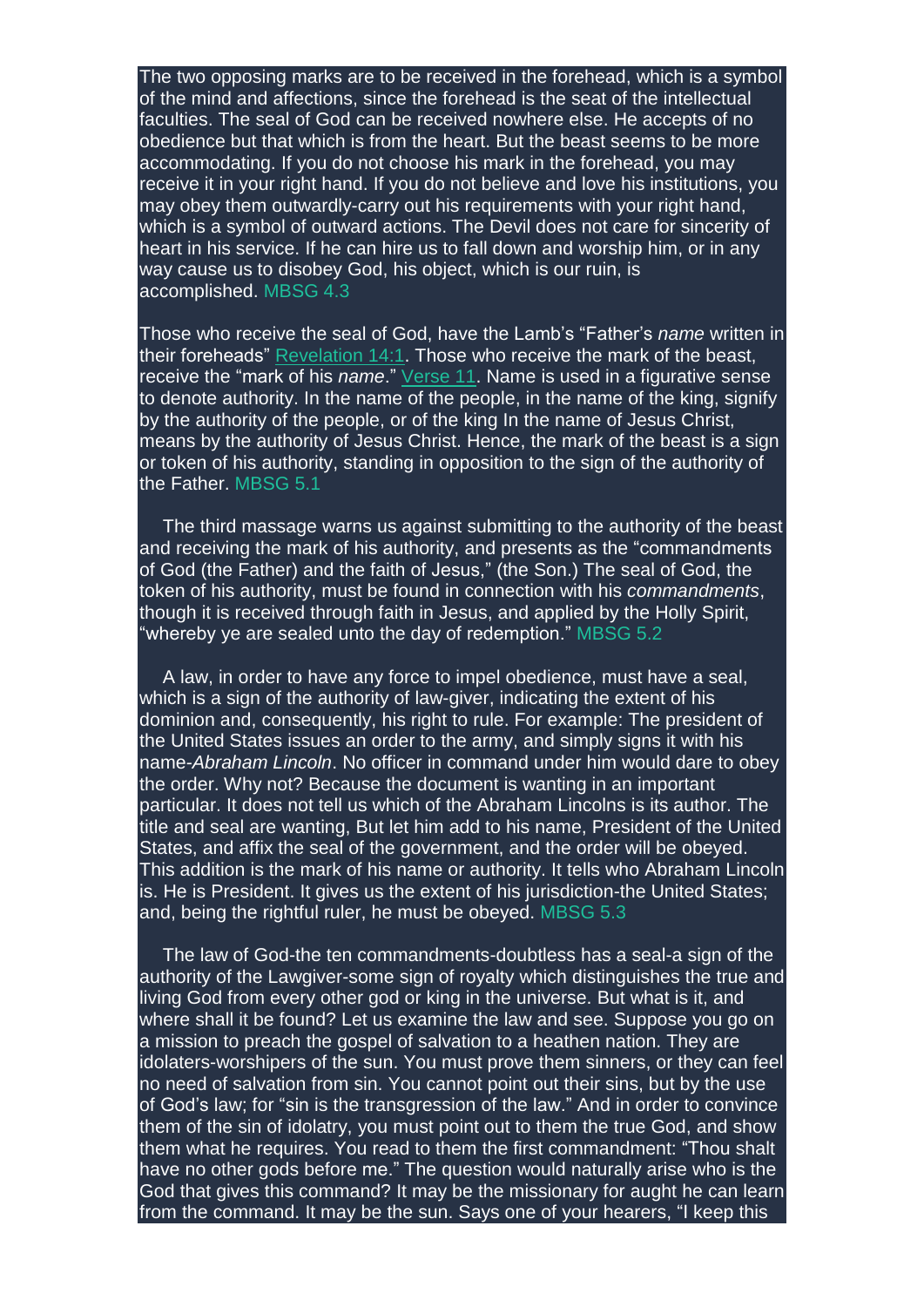The two opposing marks are to be received in the forehead, which is a symbol of the mind and affections, since the forehead is the seat of the intellectual faculties. The seal of God can be received nowhere else. He accepts of no obedience but that which is from the heart. But the beast seems to be more accommodating. If you do not choose his mark in the forehead, you may receive it in your right hand. If you do not believe and love his institutions, you may obey them outwardly-carry out his requirements with your right hand, which is a symbol of outward actions. The Devil does not care for sincerity of heart in his service. If he can hire us to fall down and worship him, or in any way cause us to disobey God, his object, which is our ruin, is accomplished. MBSG 4.3

Those who receive the seal of God, have the Lamb's "Father's *name* written in their foreheads" Revelation 14:1. Those who receive the mark of the beast, receive the "mark of his *name*." Verse 11. Name is used in a figurative sense to denote authority. In the name of the people, in the name of the king, signify by the authority of the people, or of the king In the name of Jesus Christ, means by the authority of Jesus Christ. Hence, the mark of the beast is a sign or token of his authority, standing in opposition to the sign of the authority of the Father. MBSG 5.1

The third massage warns us against submitting to the authority of the beast and receiving the mark of his authority, and presents as the "commandments of God (the Father) and the faith of Jesus," (the Son.) The seal of God, the token of his authority, must be found in connection with his *commandments*, though it is received through faith in Jesus, and applied by the Holly Spirit, "whereby ye are sealed unto the day of redemption." MBSG 5.2

A law, in order to have any force to impel obedience, must have a seal, which is a sign of the authority of law-giver, indicating the extent of his dominion and, consequently, his right to rule. For example: The president of the United States issues an order to the army, and simply signs it with his name-*Abraham Lincoln*. No officer in command under him would dare to obey the order. Why not? Because the document is wanting in an important particular. It does not tell us which of the Abraham Lincolns is its author. The title and seal are wanting, But let him add to his name, President of the United States, and affix the seal of the government, and the order will be obeyed. This addition is the mark of his name or authority. It tells who Abraham Lincoln is. He is President. It gives us the extent of his jurisdiction-the United States; and, being the rightful ruler, he must be obeyed. MBSG 5.3

The law of God-the ten commandments-doubtless has a seal-a sign of the authority of the Lawgiver-some sign of royalty which distinguishes the true and living God from every other god or king in the universe. But what is it, and where shall it be found? Let us examine the law and see. Suppose you go on a mission to preach the gospel of salvation to a heathen nation. They are idolaters-worshipers of the sun. You must prove them sinners, or they can feel no need of salvation from sin. You cannot point out their sins, but by the use of God's law; for "sin is the transgression of the law." And in order to convince them of the sin of idolatry, you must point out to them the true God, and show them what he requires. You read to them the first commandment: "Thou shalt have no other gods before me." The question would naturally arise who is the God that gives this command? It may be the missionary for aught he can learn from the command. It may be the sun. Says one of your hearers, "I keep this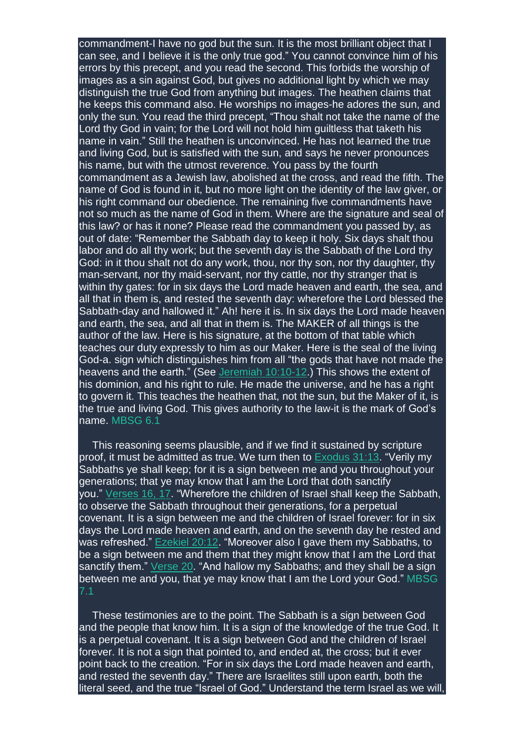commandment-I have no god but the sun. It is the most brilliant object that I can see, and I believe it is the only true god." You cannot convince him of his errors by this precept, and you read the second. This forbids the worship of images as a sin against God, but gives no additional light by which we may distinguish the true God from anything but images. The heathen claims that he keeps this command also. He worships no images-he adores the sun, and only the sun. You read the third precept, "Thou shalt not take the name of the Lord thy God in vain; for the Lord will not hold him guiltless that taketh his name in vain." Still the heathen is unconvinced. He has not learned the true and living God, but is satisfied with the sun, and says he never pronounces his name, but with the utmost reverence. You pass by the fourth commandment as a Jewish law, abolished at the cross, and read the fifth. The name of God is found in it, but no more light on the identity of the law giver, or his right command our obedience. The remaining five commandments have not so much as the name of God in them. Where are the signature and seal of this law? or has it none? Please read the commandment you passed by, as out of date: "Remember the Sabbath day to keep it holy. Six days shalt thou labor and do all thy work; but the seventh day is the Sabbath of the Lord thy God: in it thou shalt not do any work, thou, nor thy son, nor thy daughter, thy man-servant, nor thy maid-servant, nor thy cattle, nor thy stranger that is within thy gates: for in six days the Lord made heaven and earth, the sea, and all that in them is, and rested the seventh day: wherefore the Lord blessed the Sabbath-day and hallowed it." Ah! here it is. In six days the Lord made heaven and earth, the sea, and all that in them is. The MAKER of all things is the author of the law. Here is his signature, at the bottom of that table which teaches our duty expressly to him as our Maker. Here is the seal of the living God-a. sign which distinguishes him from all "the gods that have not made the heavens and the earth." (See Jeremiah 10:10-12.) This shows the extent of his dominion, and his right to rule. He made the universe, and he has a right to govern it. This teaches the heathen that, not the sun, but the Maker of it, is the true and living God. This gives authority to the law-it is the mark of God's name. MBSG 6.1

This reasoning seems plausible, and if we find it sustained by scripture proof, it must be admitted as true. We turn then to Exodus 31:13. "Verily my Sabbaths ye shall keep; for it is a sign between me and you throughout your generations; that ye may know that I am the Lord that doth sanctify you." Verses 16, 17. "Wherefore the children of Israel shall keep the Sabbath, to observe the Sabbath throughout their generations, for a perpetual covenant. It is a sign between me and the children of Israel forever: for in six days the Lord made heaven and earth, and on the seventh day he rested and was refreshed." Ezekiel 20:12. "Moreover also I gave them my Sabbaths, to be a sign between me and them that they might know that I am the Lord that sanctify them." Verse 20. "And hallow my Sabbaths; and they shall be a sign between me and you, that ye may know that I am the Lord your God." MBSG 7.1

These testimonies are to the point. The Sabbath is a sign between God and the people that know him. It is a sign of the knowledge of the true God. It is a perpetual covenant. It is a sign between God and the children of Israel forever. It is not a sign that pointed to, and ended at, the cross; but it ever point back to the creation. "For in six days the Lord made heaven and earth, and rested the seventh day." There are Israelites still upon earth, both the literal seed, and the true "Israel of God." Understand the term Israel as we will,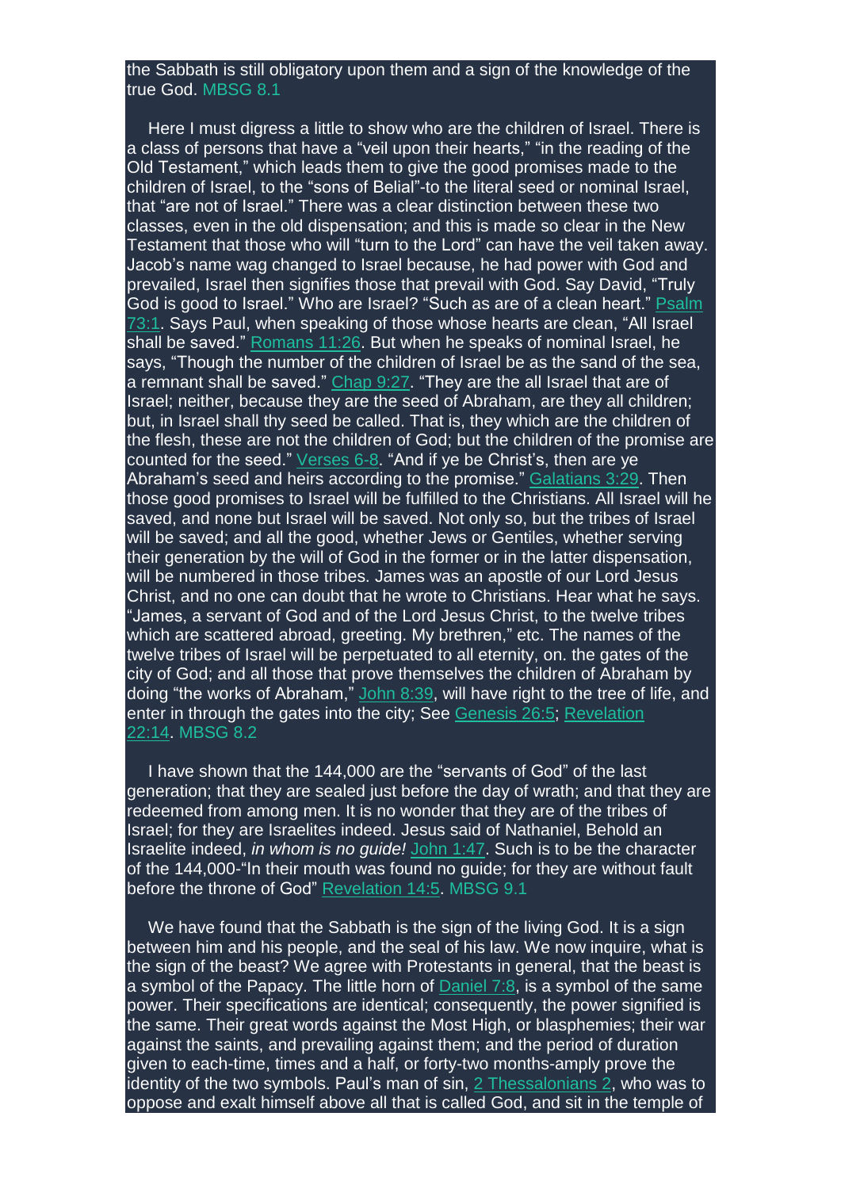the Sabbath is still obligatory upon them and a sign of the knowledge of the true God. MBSG 8.1

Here I must digress a little to show who are the children of Israel. There is a class of persons that have a "veil upon their hearts," "in the reading of the Old Testament," which leads them to give the good promises made to the children of Israel, to the "sons of Belial"-to the literal seed or nominal Israel, that "are not of Israel." There was a clear distinction between these two classes, even in the old dispensation; and this is made so clear in the New Testament that those who will "turn to the Lord" can have the veil taken away. Jacob's name wag changed to Israel because, he had power with God and prevailed, Israel then signifies those that prevail with God. Say David, "Truly God is good to Israel." Who are Israel? "Such as are of a clean heart." Psalm 73:1. Says Paul, when speaking of those whose hearts are clean, "All Israel shall be saved." Romans 11:26. But when he speaks of nominal Israel, he says, "Though the number of the children of Israel be as the sand of the sea, a remnant shall be saved." Chap 9:27. "They are the all Israel that are of Israel; neither, because they are the seed of Abraham, are they all children; but, in Israel shall thy seed be called. That is, they which are the children of the flesh, these are not the children of God; but the children of the promise are counted for the seed." Verses 6-8. "And if ye be Christ's, then are ye Abraham's seed and heirs according to the promise." Galatians 3:29. Then those good promises to Israel will be fulfilled to the Christians. All Israel will he saved, and none but Israel will be saved. Not only so, but the tribes of Israel will be saved; and all the good, whether Jews or Gentiles, whether serving their generation by the will of God in the former or in the latter dispensation, will be numbered in those tribes. James was an apostle of our Lord Jesus Christ, and no one can doubt that he wrote to Christians. Hear what he says. "James, a servant of God and of the Lord Jesus Christ, to the twelve tribes which are scattered abroad, greeting. My brethren," etc. The names of the twelve tribes of Israel will be perpetuated to all eternity, on. the gates of the city of God; and all those that prove themselves the children of Abraham by doing "the works of Abraham," John 8:39, will have right to the tree of life, and enter in through the gates into the city; See Genesis 26:5; Revelation 22:14. MBSG 8.2

I have shown that the 144,000 are the "servants of God" of the last generation; that they are sealed just before the day of wrath; and that they are redeemed from among men. It is no wonder that they are of the tribes of Israel; for they are Israelites indeed. Jesus said of Nathaniel, Behold an Israelite indeed, *in whom is no guide!* John 1:47. Such is to be the character of the 144,000-"In their mouth was found no guide; for they are without fault before the throne of God" Revelation 14:5. MBSG 9.1

We have found that the Sabbath is the sign of the living God. It is a sign between him and his people, and the seal of his law. We now inquire, what is the sign of the beast? We agree with Protestants in general, that the beast is a symbol of the Papacy. The little horn of Daniel 7:8, is a symbol of the same power. Their specifications are identical; consequently, the power signified is the same. Their great words against the Most High, or blasphemies; their war against the saints, and prevailing against them; and the period of duration given to each-time, times and a half, or forty-two months-amply prove the identity of the two symbols. Paul's man of sin, 2 Thessalonians 2, who was to oppose and exalt himself above all that is called God, and sit in the temple of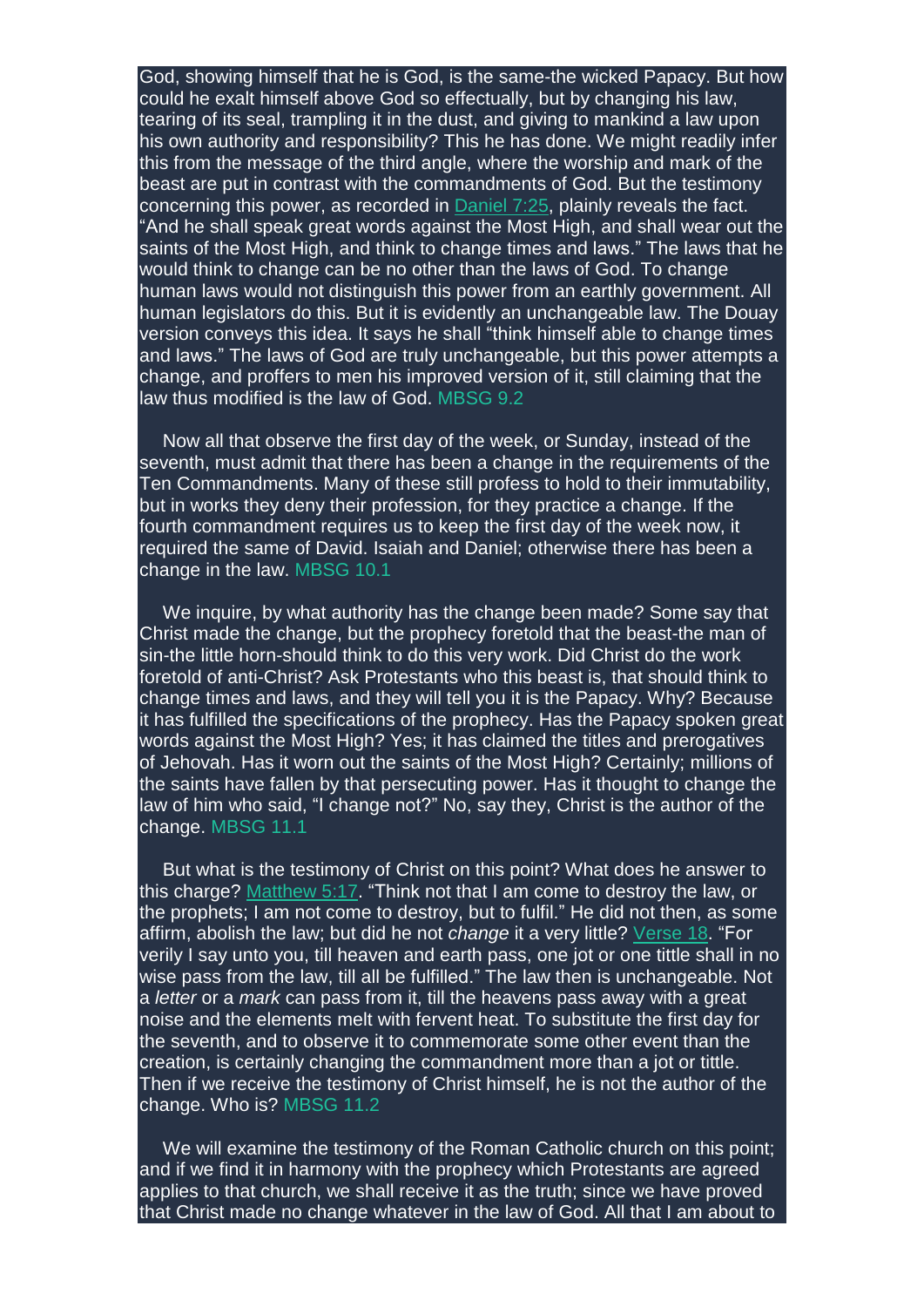God, showing himself that he is God, is the same-the wicked Papacy. But how could he exalt himself above God so effectually, but by changing his law, tearing of its seal, trampling it in the dust, and giving to mankind a law upon his own authority and responsibility? This he has done. We might readily infer this from the message of the third angle, where the worship and mark of the beast are put in contrast with the commandments of God. But the testimony concerning this power, as recorded in Daniel 7:25, plainly reveals the fact. "And he shall speak great words against the Most High, and shall wear out the saints of the Most High, and think to change times and laws." The laws that he would think to change can be no other than the laws of God. To change human laws would not distinguish this power from an earthly government. All human legislators do this. But it is evidently an unchangeable law. The Douay version conveys this idea. It says he shall "think himself able to change times and laws." The laws of God are truly unchangeable, but this power attempts a change, and proffers to men his improved version of it, still claiming that the law thus modified is the law of God. MBSG 9.2

Now all that observe the first day of the week, or Sunday, instead of the seventh, must admit that there has been a change in the requirements of the Ten Commandments. Many of these still profess to hold to their immutability, but in works they deny their profession, for they practice a change. If the fourth commandment requires us to keep the first day of the week now, it required the same of David. Isaiah and Daniel; otherwise there has been a change in the law. MBSG 10.1

We inquire, by what authority has the change been made? Some say that Christ made the change, but the prophecy foretold that the beast-the man of sin-the little horn-should think to do this very work. Did Christ do the work foretold of anti-Christ? Ask Protestants who this beast is, that should think to change times and laws, and they will tell you it is the Papacy. Why? Because it has fulfilled the specifications of the prophecy. Has the Papacy spoken great words against the Most High? Yes; it has claimed the titles and prerogatives of Jehovah. Has it worn out the saints of the Most High? Certainly; millions of the saints have fallen by that persecuting power. Has it thought to change the law of him who said, "I change not?" No, say they, Christ is the author of the change. MBSG 11.1

But what is the testimony of Christ on this point? What does he answer to this charge? Matthew 5:17. "Think not that I am come to destroy the law, or the prophets; I am not come to destroy, but to fulfil." He did not then, as some affirm, abolish the law; but did he not *change* it a very little? Verse 18. "For verily I say unto you, till heaven and earth pass, one jot or one tittle shall in no wise pass from the law, till all be fulfilled." The law then is unchangeable. Not a *letter* or a *mark* can pass from it, till the heavens pass away with a great noise and the elements melt with fervent heat. To substitute the first day for the seventh, and to observe it to commemorate some other event than the creation, is certainly changing the commandment more than a jot or tittle. Then if we receive the testimony of Christ himself, he is not the author of the change. Who is? MBSG 11.2

We will examine the testimony of the Roman Catholic church on this point; and if we find it in harmony with the prophecy which Protestants are agreed applies to that church, we shall receive it as the truth; since we have proved that Christ made no change whatever in the law of God. All that I am about to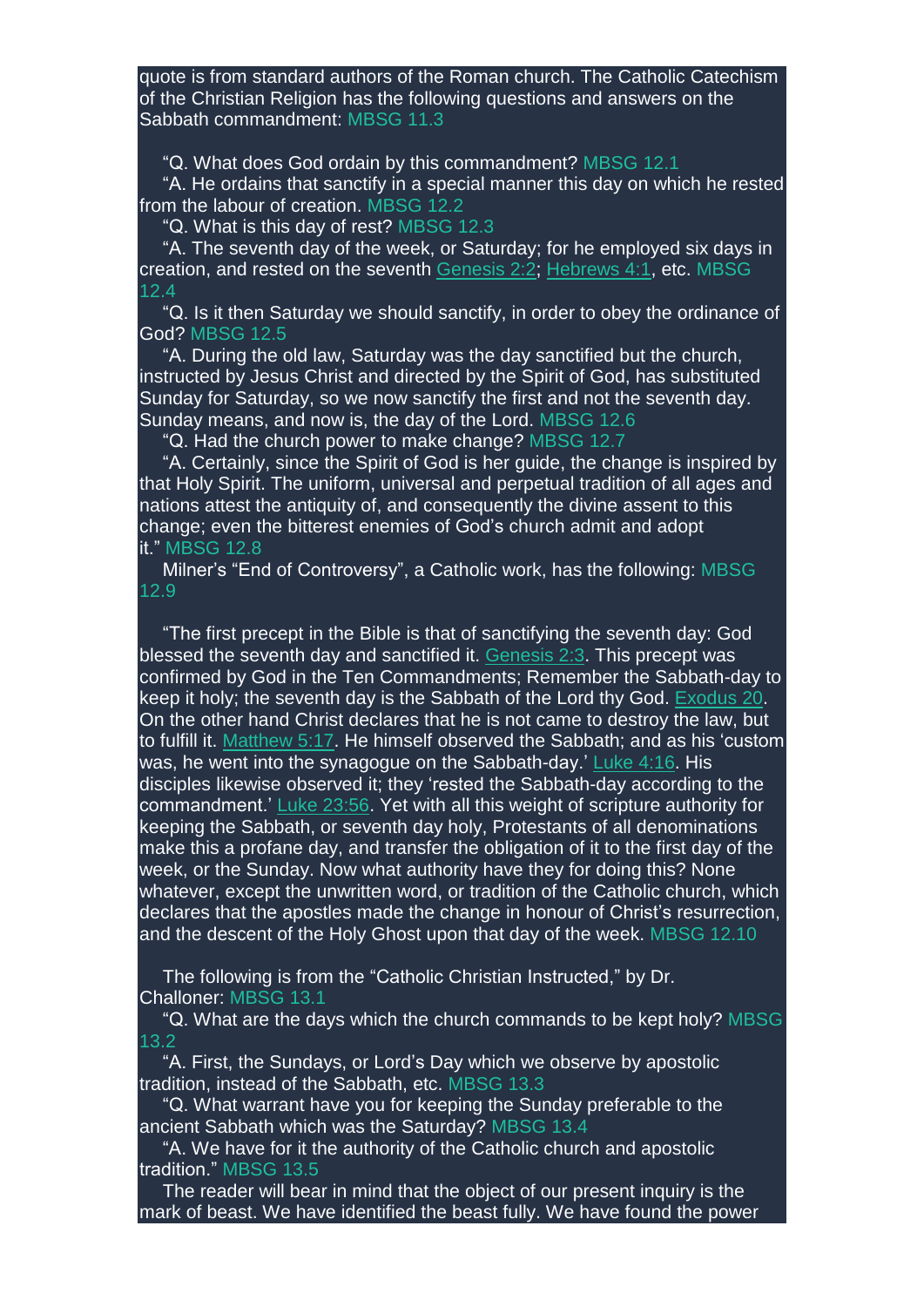quote is from standard authors of the Roman church. The Catholic Catechism of the Christian Religion has the following questions and answers on the Sabbath commandment: MBSG 11.3

"Q. What does God ordain by this commandment? MBSG 12.1

"A. He ordains that sanctify in a special manner this day on which he rested from the labour of creation. MBSG 12.2

"Q. What is this day of rest? MBSG 12.3

"A. The seventh day of the week, or Saturday; for he employed six days in creation, and rested on the seventh Genesis 2:2; Hebrews 4:1, etc. MBSG 12.4

"Q. Is it then Saturday we should sanctify, in order to obey the ordinance of God? MBSG 12.5

"A. During the old law, Saturday was the day sanctified but the church, instructed by Jesus Christ and directed by the Spirit of God, has substituted Sunday for Saturday, so we now sanctify the first and not the seventh day. Sunday means, and now is, the day of the Lord. MBSG 12.6

"Q. Had the church power to make change? MBSG 12.7

"A. Certainly, since the Spirit of God is her guide, the change is inspired by that Holy Spirit. The uniform, universal and perpetual tradition of all ages and nations attest the antiquity of, and consequently the divine assent to this change; even the bitterest enemies of God's church admit and adopt it." MBSG 12.8

Milner's "End of Controversy", a Catholic work, has the following: MBSG 12.9

"The first precept in the Bible is that of sanctifying the seventh day: God blessed the seventh day and sanctified it. Genesis 2:3. This precept was confirmed by God in the Ten Commandments; Remember the Sabbath-day to keep it holy; the seventh day is the Sabbath of the Lord thy God. Exodus 20. On the other hand Christ declares that he is not came to destroy the law, but to fulfill it. Matthew 5:17. He himself observed the Sabbath; and as his 'custom was, he went into the synagogue on the Sabbath-day.' Luke 4:16. His disciples likewise observed it; they 'rested the Sabbath-day according to the commandment.' Luke 23:56. Yet with all this weight of scripture authority for keeping the Sabbath, or seventh day holy, Protestants of all denominations make this a profane day, and transfer the obligation of it to the first day of the week, or the Sunday. Now what authority have they for doing this? None whatever, except the unwritten word, or tradition of the Catholic church, which declares that the apostles made the change in honour of Christ's resurrection, and the descent of the Holy Ghost upon that day of the week. MBSG 12.10

The following is from the "Catholic Christian Instructed," by Dr. Challoner: MBSG 13.1

"Q. What are the days which the church commands to be kept holy? MBSG 13.2

"A. First, the Sundays, or Lord's Day which we observe by apostolic tradition, instead of the Sabbath, etc. MBSG 13.3

"Q. What warrant have you for keeping the Sunday preferable to the ancient Sabbath which was the Saturday? MBSG 13.4

"A. We have for it the authority of the Catholic church and apostolic tradition." MBSG 13.5

The reader will bear in mind that the object of our present inquiry is the mark of beast. We have identified the beast fully. We have found the power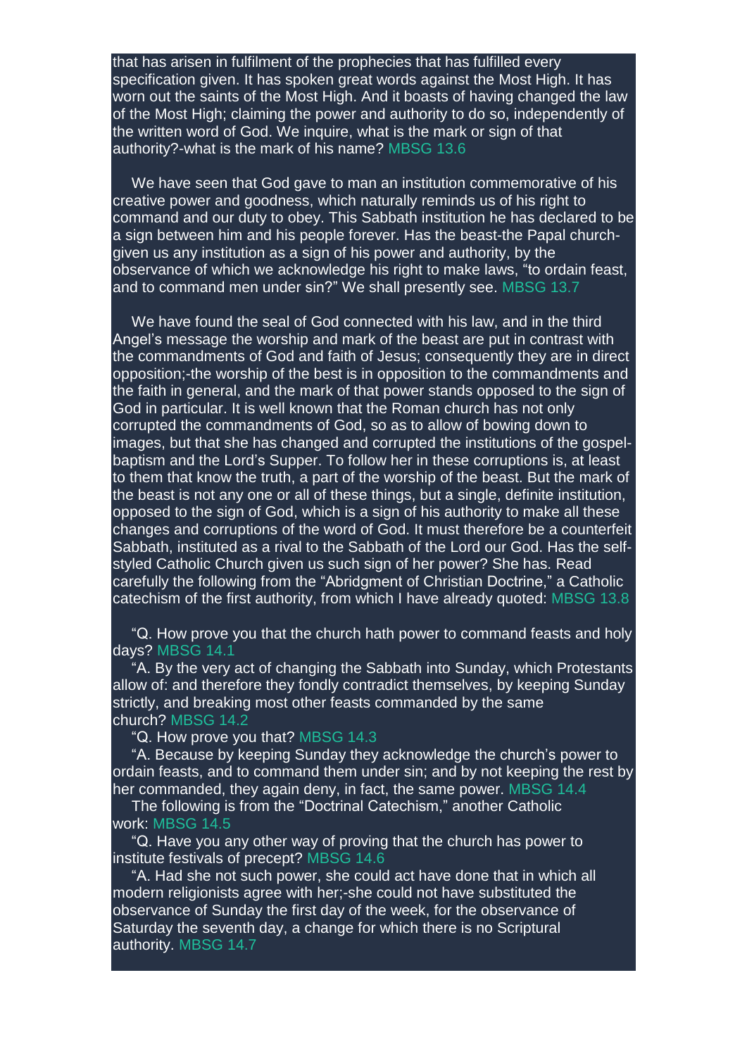that has arisen in fulfilment of the prophecies that has fulfilled every specification given. It has spoken great words against the Most High. It has worn out the saints of the Most High. And it boasts of having changed the law of the Most High; claiming the power and authority to do so, independently of the written word of God. We inquire, what is the mark or sign of that authority?-what is the mark of his name? MBSG 13.6

We have seen that God gave to man an institution commemorative of his creative power and goodness, which naturally reminds us of his right to command and our duty to obey. This Sabbath institution he has declared to be a sign between him and his people forever. Has the beast-the Papal church-given us any institution as a sign of his power and authority, by the observance of which we acknowledge his right to make laws, "to ordain feast, and to command men under sin?" We shall presently see. MBSG 13.7

We have found the seal of God connected with his law, and in the third Angel's message the worship and mark of the beast are put in contrast with the commandments of God and faith of Jesus; consequently they are in direct opposition;-the worship of the best is in opposition to the commandments and the faith in general, and the mark of that power stands opposed to the sign of God in particular. It is well known that the Roman church has not only corrupted the commandments of God, so as to allow of bowing down to images, but that she has changed and corrupted the institutions of the gospel-baptism and the Lord's Supper. To follow her in these corruptions is, at least to them that know the truth, a part of the worship of the beast. But the mark of the beast is not any one or all of these things, but a single, definite institution, opposed to the sign of God, which is a sign of his authority to make all these changes and corruptions of the word of God. It must therefore be a counterfeit Sabbath, instituted as a rival to the Sabbath of the Lord our God. Has the self-styled Catholic Church given us such sign of her power? She has. Read carefully the following from the "Abridgment of Christian Doctrine," a Catholic catechism of the first authority, from which I have already quoted: MBSG 13.8

"Q. How prove you that the church hath power to command feasts and holy days? MBSG 14.1

"A. By the very act of changing the Sabbath into Sunday, which Protestants allow of: and therefore they fondly contradict themselves, by keeping Sunday strictly, and breaking most other feasts commanded by the same church? MBSG 14.2

"Q. How prove you that? MBSG 14.3

"A. Because by keeping Sunday they acknowledge the church's power to ordain feasts, and to command them under sin; and by not keeping the rest by her commanded, they again deny, in fact, the same power. MBSG 14.4

The following is from the "Doctrinal Catechism," another Catholic work: MBSG 14.5

"Q. Have you any other way of proving that the church has power to institute festivals of precept? MBSG 14.6

"A. Had she not such power, she could act have done that in which all modern religionists agree with her;-she could not have substituted the observance of Sunday the first day of the week, for the observance of Saturday the seventh day, a change for which there is no Scriptural authority. MBSG 14.7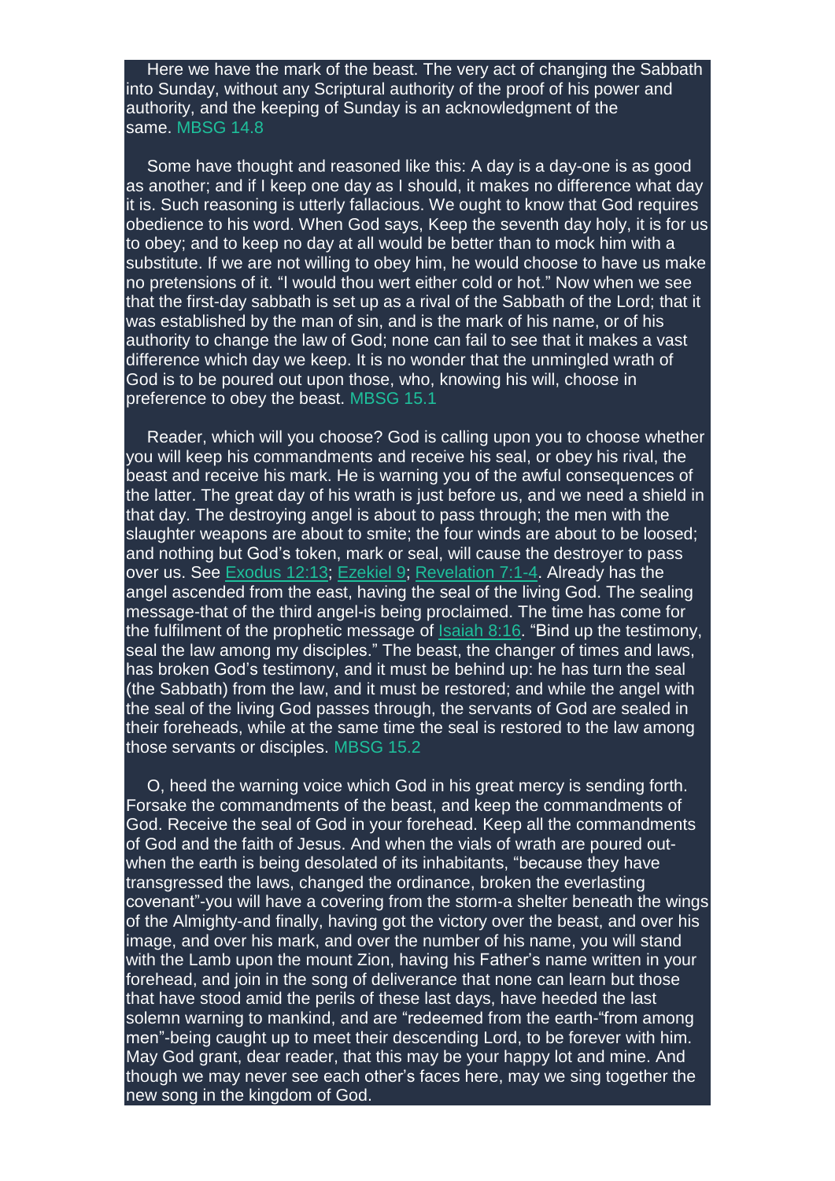Here we have the mark of the beast. The very act of changing the Sabbath into Sunday, without any Scriptural authority of the proof of his power and authority, and the keeping of Sunday is an acknowledgment of the same. MBSG 14.8

Some have thought and reasoned like this: A day is a day-one is as good as another; and if I keep one day as I should, it makes no difference what day it is. Such reasoning is utterly fallacious. We ought to know that God requires obedience to his word. When God says, Keep the seventh day holy, it is for us to obey; and to keep no day at all would be better than to mock him with a substitute. If we are not willing to obey him, he would choose to have us make no pretensions of it. “I would thou wert either cold or hot.” Now when we see that the first-day sabbath is set up as a rival of the Sabbath of the Lord; that it was established by the man of sin, and is the mark of his name, or of his authority to change the law of God; none can fail to see that it makes a vast difference which day we keep. It is no wonder that the unmingled wrath of God is to be poured out upon those, who, knowing his will, choose in preference to obey the beast. MBSG 15.1

Reader, which will you choose? God is calling upon you to choose whether you will keep his commandments and receive his seal, or obey his rival, the beast and receive his mark. He is warning you of the awful consequences of the latter. The great day of his wrath is just before us, and we need a shield in that day. The destroying angel is about to pass through; the men with the slaughter weapons are about to smite; the four winds are about to be loosed; and nothing but God’s token, mark or seal, will cause the destroyer to pass over us. See Exodus 12:13; Ezekiel 9; Revelation 7:1-4. Already has the angel ascended from the east, having the seal of the living God. The sealing message-that of the third angel-is being proclaimed. The time has come for the fulfilment of the prophetic message of Isaiah 8:16. “Bind up the testimony, seal the law among my disciples.” The beast, the changer of times and laws, has broken God’s testimony, and it must be behind up: he has turn the seal (the Sabbath) from the law, and it must be restored; and while the angel with the seal of the living God passes through, the servants of God are sealed in their foreheads, while at the same time the seal is restored to the law among those servants or disciples. MBSG 15.2

O, heed the warning voice which God in his great mercy is sending forth. Forsake the commandments of the beast, and keep the commandments of God. Receive the seal of God in your forehead. Keep all the commandments of God and the faith of Jesus. And when the vials of wrath are poured out-when the earth is being desolated of its inhabitants, “because they have transgressed the laws, changed the ordinance, broken the everlasting covenant”-you will have a covering from the storm-a shelter beneath the wings of the Almighty-and finally, having got the victory over the beast, and over his image, and over his mark, and over the number of his name, you will stand with the Lamb upon the mount Zion, having his Father’s name written in your forehead, and join in the song of deliverance that none can learn but those that have stood amid the perils of these last days, have heeded the last solemn warning to mankind, and are “redeemed from the earth-“from among men”-being caught up to meet their descending Lord, to be forever with him. May God grant, dear reader, that this may be your happy lot and mine. And though we may never see each other’s faces here, may we sing together the new song in the kingdom of God.